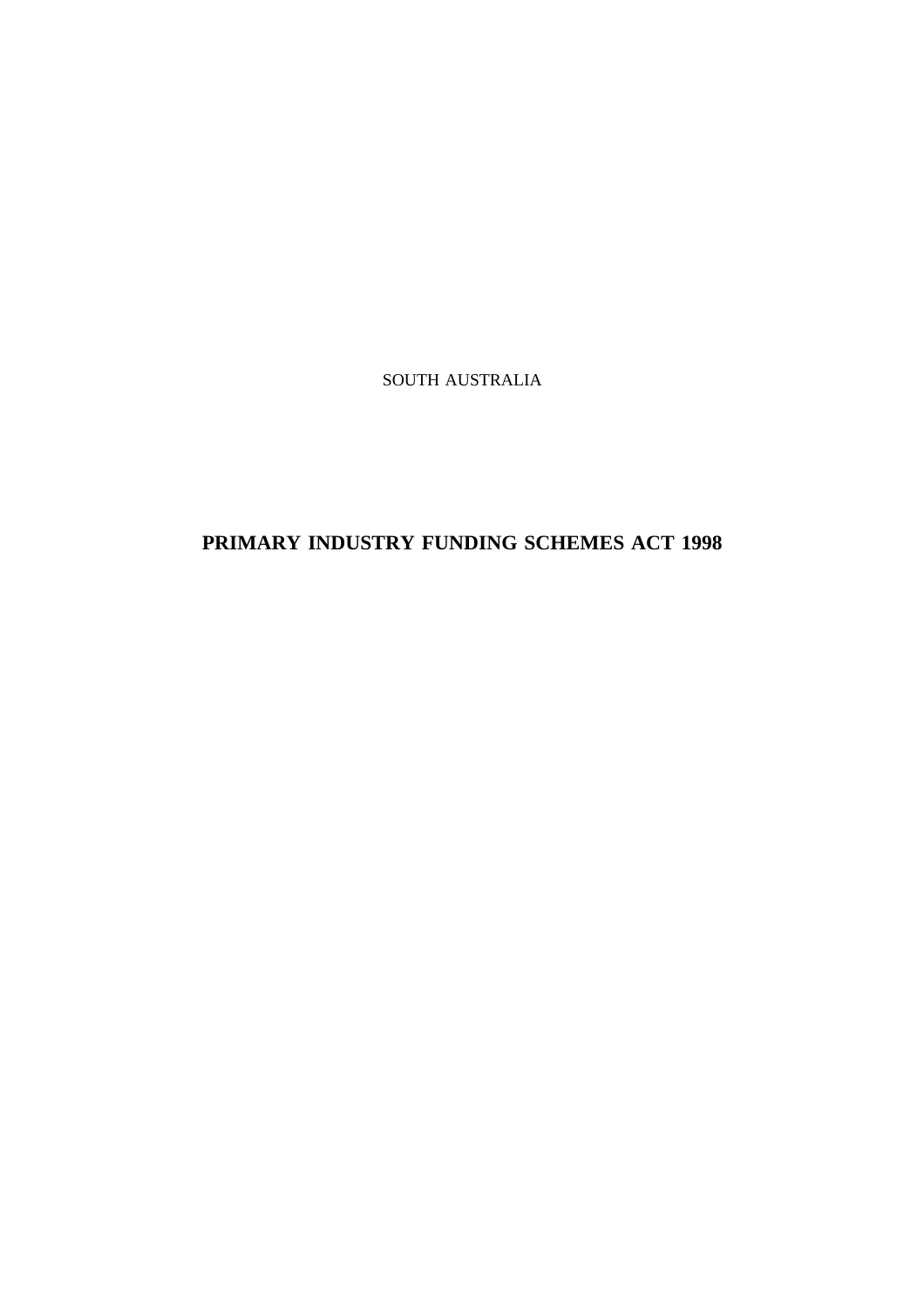SOUTH AUSTRALIA

# PRIMARY INDUSTRY FUNDING SCHEMES ACT 1998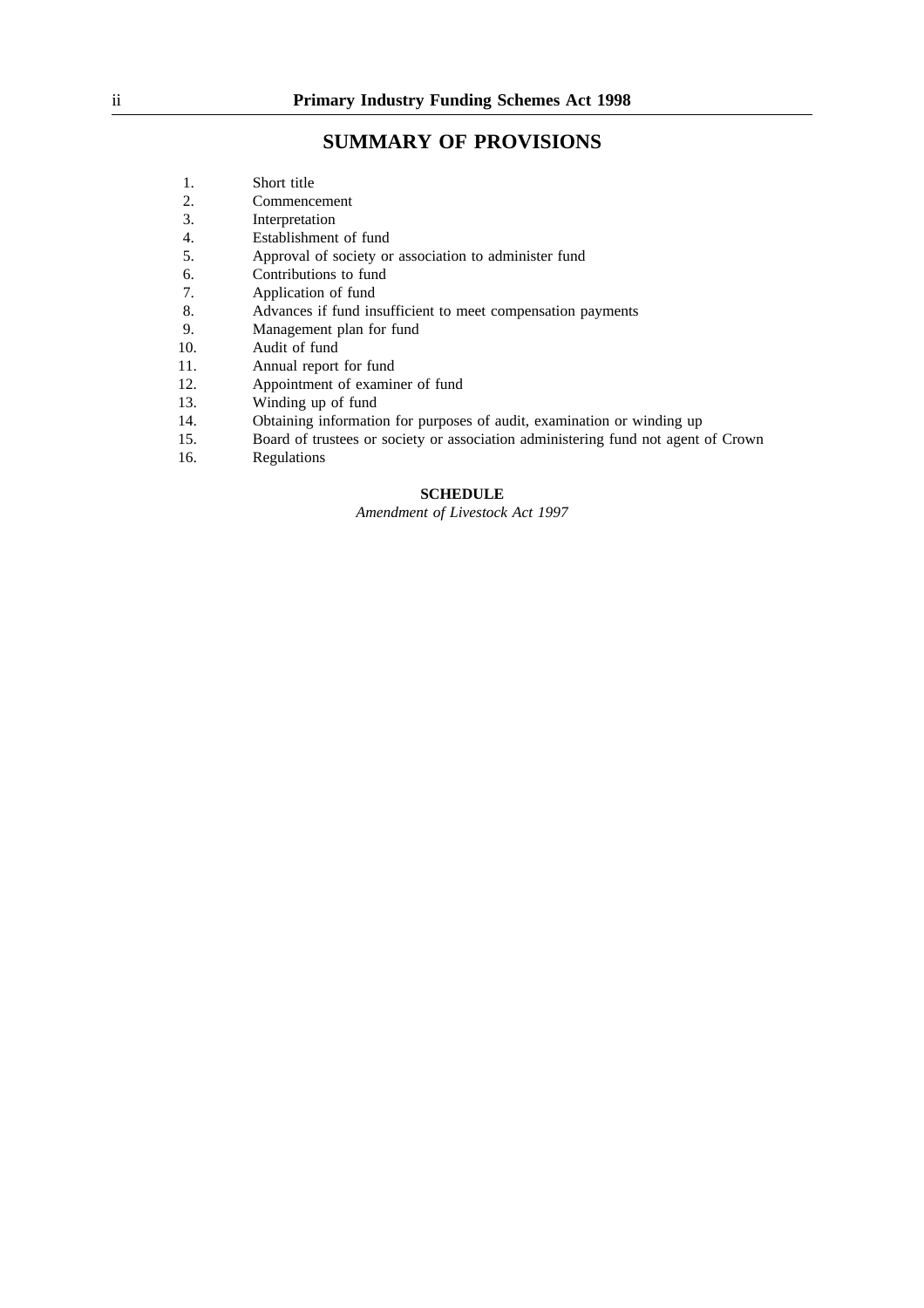## SUMMARY OF PROVISIONS

1. Short title
2. Commencement
3. Interpretation
4. Establishment of fund
5. Approval of society or association to administer fund
6. Contributions to fund
7. Application of fund
8. Advances if fund insufficient to meet compensation payments
9. Management plan for fund
10. Audit of fund
11. Annual report for fund
12. Appointment of examiner of fund
13. Winding up of fund
14. Obtaining information for purposes of audit, examination or winding up
15. Board of trustees or society or association administering fund not agent of Crown
16. Regulations

**SCHEDULE**

*Amendment of Livestock Act 1997*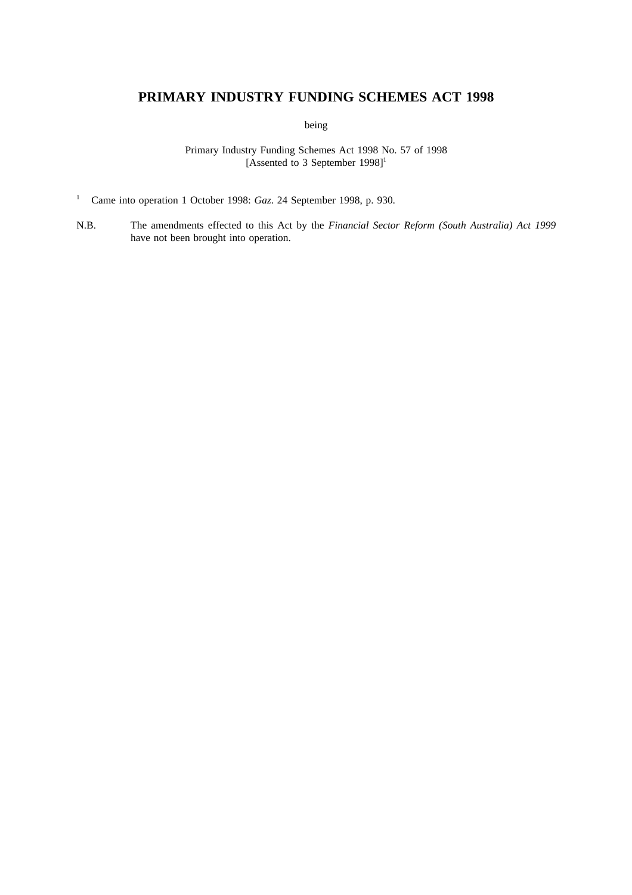# PRIMARY INDUSTRY FUNDING SCHEMES ACT 1998

being

Primary Industry Funding Schemes Act 1998 No. 57 of 1998
[Assented to 3 September 1998][1]

[1] Came into operation 1 October 1998: *Gaz*. 24 September 1998, p. 930.

N.B. The amendments effected to this Act by the *Financial Sector Reform (South Australia) Act 1999* have not been brought into operation.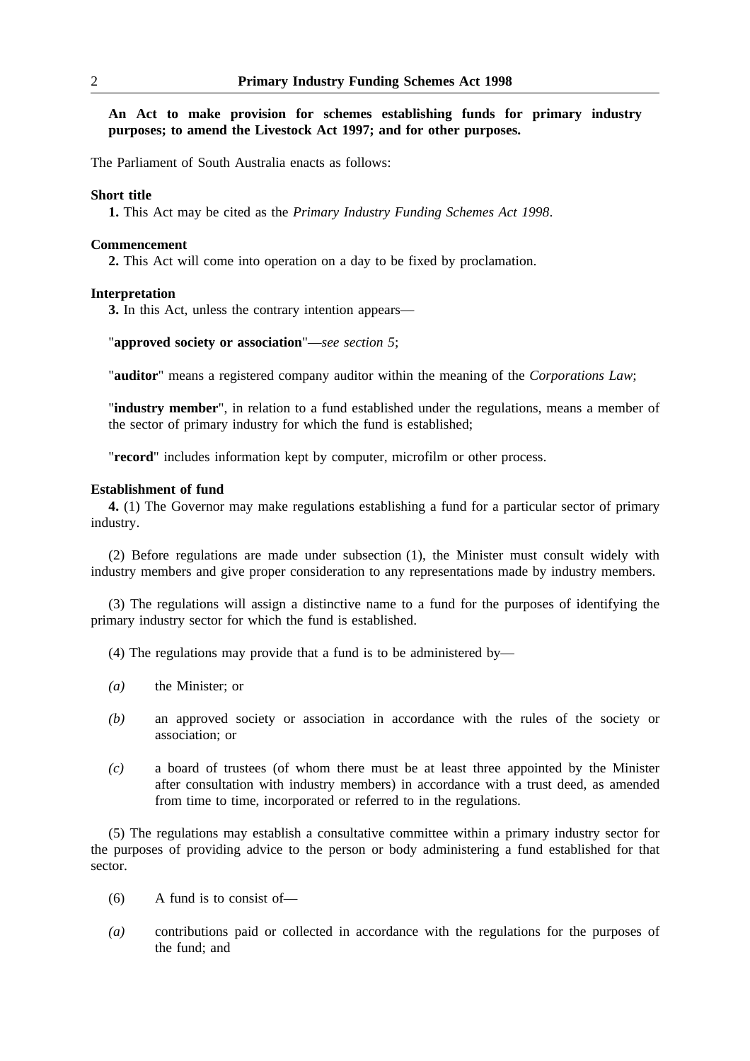**An Act to make provision for schemes establishing funds for primary industry purposes; to amend the Livestock Act 1997; and for other purposes.**

The Parliament of South Australia enacts as follows:

**Short title**

**1.** This Act may be cited as the *Primary Industry Funding Schemes Act 1998*.

**Commencement**

**2.** This Act will come into operation on a day to be fixed by proclamation.

**Interpretation**

**3.** In this Act, unless the contrary intention appears—

"**approved society or association**"—*see section 5*;

"**auditor**" means a registered company auditor within the meaning of the *Corporations Law*;

"**industry member**", in relation to a fund established under the regulations, means a member of the sector of primary industry for which the fund is established;

"**record**" includes information kept by computer, microfilm or other process.

**Establishment of fund**

**4.** (1) The Governor may make regulations establishing a fund for a particular sector of primary industry.

(2) Before regulations are made under subsection (1), the Minister must consult widely with industry members and give proper consideration to any representations made by industry members.

(3) The regulations will assign a distinctive name to a fund for the purposes of identifying the primary industry sector for which the fund is established.

(4) The regulations may provide that a fund is to be administered by—

*(a)* the Minister; or

*(b)* an approved society or association in accordance with the rules of the society or association; or

*(c)* a board of trustees (of whom there must be at least three appointed by the Minister after consultation with industry members) in accordance with a trust deed, as amended from time to time, incorporated or referred to in the regulations.

(5) The regulations may establish a consultative committee within a primary industry sector for the purposes of providing advice to the person or body administering a fund established for that sector.

(6) A fund is to consist of—

*(a)* contributions paid or collected in accordance with the regulations for the purposes of the fund; and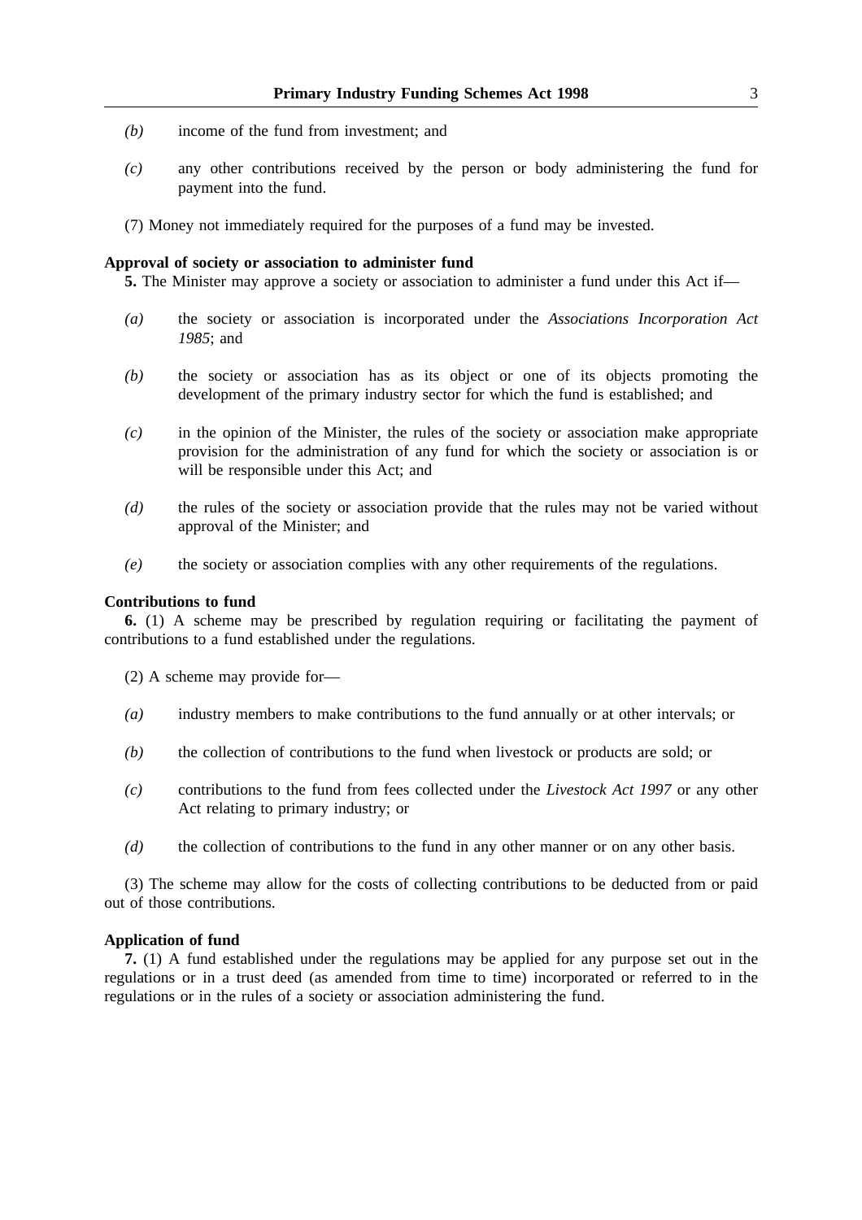*(b)* income of the fund from investment; and

*(c)* any other contributions received by the person or body administering the fund for payment into the fund.

(7) Money not immediately required for the purposes of a fund may be invested.

**Approval of society or association to administer fund**

**5.** The Minister may approve a society or association to administer a fund under this Act if—

*(a)* the society or association is incorporated under the *Associations Incorporation Act 1985*; and

*(b)* the society or association has as its object or one of its objects promoting the development of the primary industry sector for which the fund is established; and

*(c)* in the opinion of the Minister, the rules of the society or association make appropriate provision for the administration of any fund for which the society or association is or will be responsible under this Act; and

*(d)* the rules of the society or association provide that the rules may not be varied without approval of the Minister; and

*(e)* the society or association complies with any other requirements of the regulations.

**Contributions to fund**

**6.** (1) A scheme may be prescribed by regulation requiring or facilitating the payment of contributions to a fund established under the regulations.

(2) A scheme may provide for—

*(a)* industry members to make contributions to the fund annually or at other intervals; or

*(b)* the collection of contributions to the fund when livestock or products are sold; or

*(c)* contributions to the fund from fees collected under the *Livestock Act 1997* or any other Act relating to primary industry; or

*(d)* the collection of contributions to the fund in any other manner or on any other basis.

(3) The scheme may allow for the costs of collecting contributions to be deducted from or paid out of those contributions.

**Application of fund**

**7.** (1) A fund established under the regulations may be applied for any purpose set out in the regulations or in a trust deed (as amended from time to time) incorporated or referred to in the regulations or in the rules of a society or association administering the fund.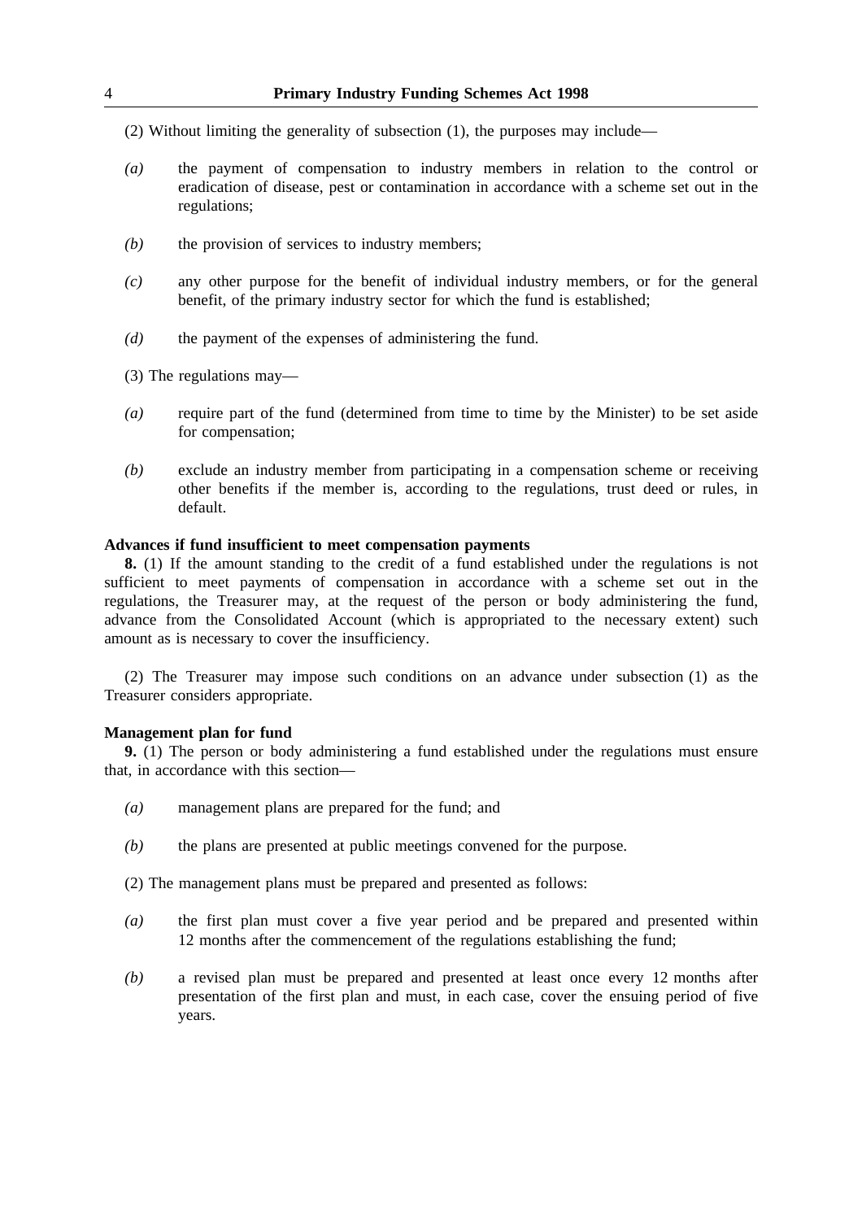(2) Without limiting the generality of subsection (1), the purposes may include—

*(a)* the payment of compensation to industry members in relation to the control or eradication of disease, pest or contamination in accordance with a scheme set out in the regulations;

*(b)* the provision of services to industry members;

*(c)* any other purpose for the benefit of individual industry members, or for the general benefit, of the primary industry sector for which the fund is established;

*(d)* the payment of the expenses of administering the fund.

(3) The regulations may—

*(a)* require part of the fund (determined from time to time by the Minister) to be set aside for compensation;

*(b)* exclude an industry member from participating in a compensation scheme or receiving other benefits if the member is, according to the regulations, trust deed or rules, in default.

**Advances if fund insufficient to meet compensation payments**

**8.** (1) If the amount standing to the credit of a fund established under the regulations is not sufficient to meet payments of compensation in accordance with a scheme set out in the regulations, the Treasurer may, at the request of the person or body administering the fund, advance from the Consolidated Account (which is appropriated to the necessary extent) such amount as is necessary to cover the insufficiency.

(2) The Treasurer may impose such conditions on an advance under subsection (1) as the Treasurer considers appropriate.

**Management plan for fund**

**9.** (1) The person or body administering a fund established under the regulations must ensure that, in accordance with this section—

*(a)* management plans are prepared for the fund; and

*(b)* the plans are presented at public meetings convened for the purpose.

(2) The management plans must be prepared and presented as follows:

*(a)* the first plan must cover a five year period and be prepared and presented within 12 months after the commencement of the regulations establishing the fund;

*(b)* a revised plan must be prepared and presented at least once every 12 months after presentation of the first plan and must, in each case, cover the ensuing period of five years.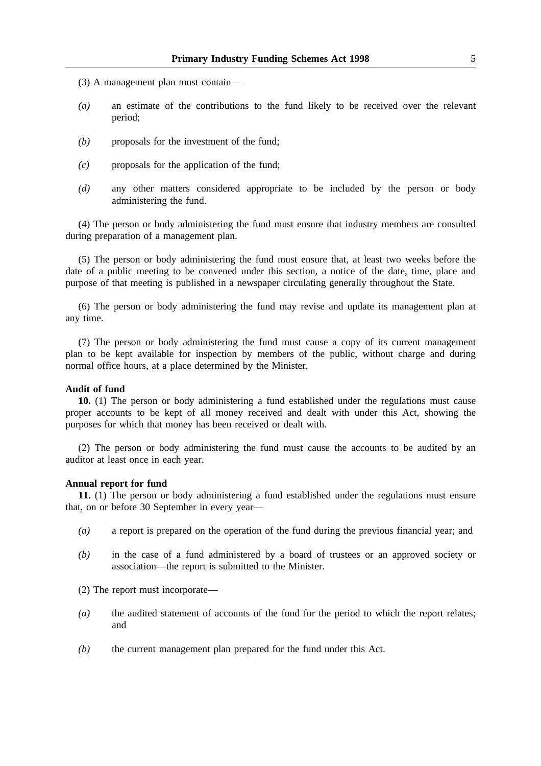(3) A management plan must contain—

*(a)* an estimate of the contributions to the fund likely to be received over the relevant period;

*(b)* proposals for the investment of the fund;

*(c)* proposals for the application of the fund;

*(d)* any other matters considered appropriate to be included by the person or body administering the fund.

(4) The person or body administering the fund must ensure that industry members are consulted during preparation of a management plan.

(5) The person or body administering the fund must ensure that, at least two weeks before the date of a public meeting to be convened under this section, a notice of the date, time, place and purpose of that meeting is published in a newspaper circulating generally throughout the State.

(6) The person or body administering the fund may revise and update its management plan at any time.

(7) The person or body administering the fund must cause a copy of its current management plan to be kept available for inspection by members of the public, without charge and during normal office hours, at a place determined by the Minister.

**Audit of fund**

**10.** (1) The person or body administering a fund established under the regulations must cause proper accounts to be kept of all money received and dealt with under this Act, showing the purposes for which that money has been received or dealt with.

(2) The person or body administering the fund must cause the accounts to be audited by an auditor at least once in each year.

**Annual report for fund**

**11.** (1) The person or body administering a fund established under the regulations must ensure that, on or before 30 September in every year—

*(a)* a report is prepared on the operation of the fund during the previous financial year; and

*(b)* in the case of a fund administered by a board of trustees or an approved society or association—the report is submitted to the Minister.

(2) The report must incorporate—

*(a)* the audited statement of accounts of the fund for the period to which the report relates; and

*(b)* the current management plan prepared for the fund under this Act.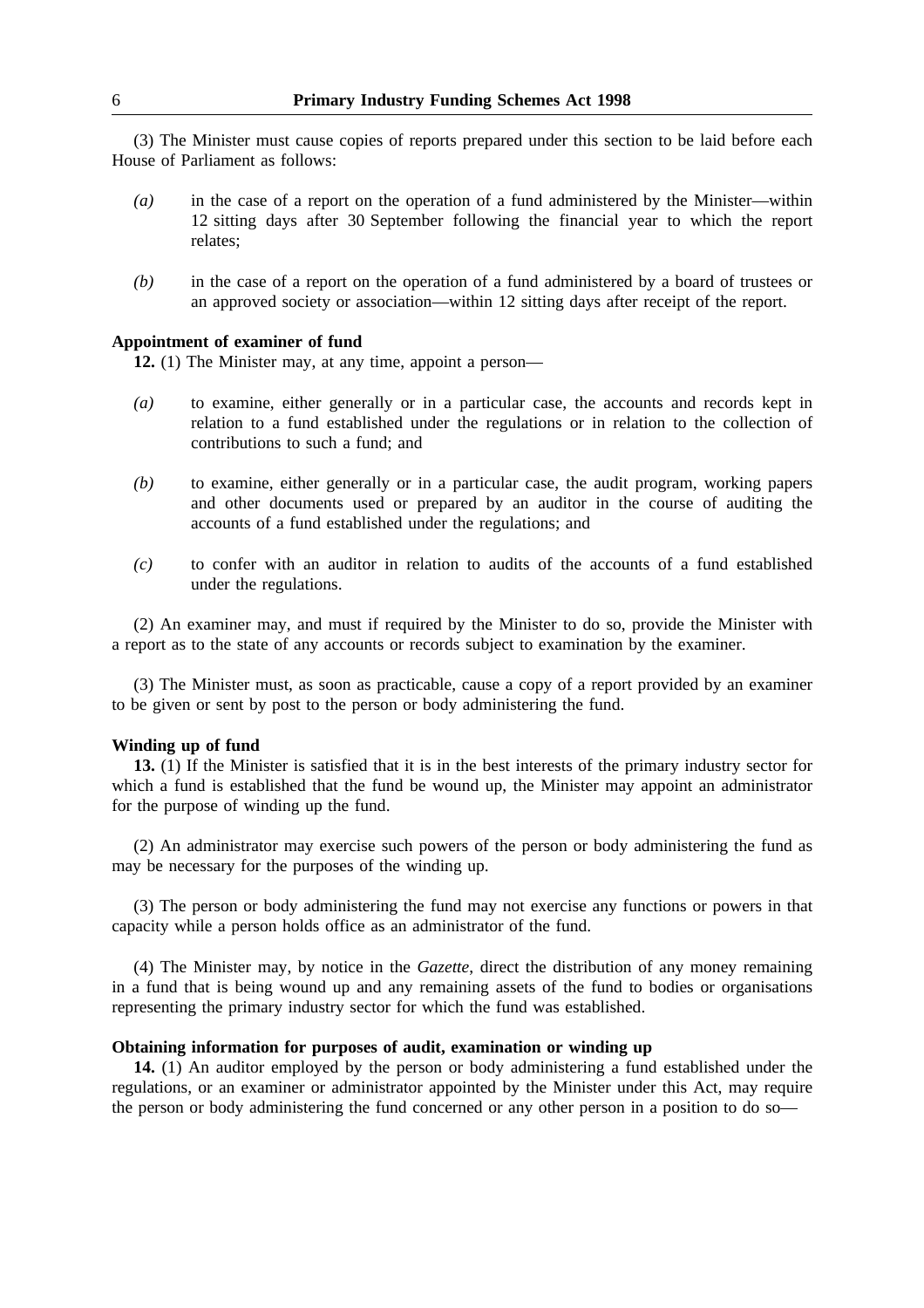(3) The Minister must cause copies of reports prepared under this section to be laid before each House of Parliament as follows:

*(a)* in the case of a report on the operation of a fund administered by the Minister—within 12 sitting days after 30 September following the financial year to which the report relates;

*(b)* in the case of a report on the operation of a fund administered by a board of trustees or an approved society or association—within 12 sitting days after receipt of the report.

**Appointment of examiner of fund**

**12.** (1) The Minister may, at any time, appoint a person—

*(a)* to examine, either generally or in a particular case, the accounts and records kept in relation to a fund established under the regulations or in relation to the collection of contributions to such a fund; and

*(b)* to examine, either generally or in a particular case, the audit program, working papers and other documents used or prepared by an auditor in the course of auditing the accounts of a fund established under the regulations; and

*(c)* to confer with an auditor in relation to audits of the accounts of a fund established under the regulations.

(2) An examiner may, and must if required by the Minister to do so, provide the Minister with a report as to the state of any accounts or records subject to examination by the examiner.

(3) The Minister must, as soon as practicable, cause a copy of a report provided by an examiner to be given or sent by post to the person or body administering the fund.

**Winding up of fund**

**13.** (1) If the Minister is satisfied that it is in the best interests of the primary industry sector for which a fund is established that the fund be wound up, the Minister may appoint an administrator for the purpose of winding up the fund.

(2) An administrator may exercise such powers of the person or body administering the fund as may be necessary for the purposes of the winding up.

(3) The person or body administering the fund may not exercise any functions or powers in that capacity while a person holds office as an administrator of the fund.

(4) The Minister may, by notice in the *Gazette*, direct the distribution of any money remaining in a fund that is being wound up and any remaining assets of the fund to bodies or organisations representing the primary industry sector for which the fund was established.

**Obtaining information for purposes of audit, examination or winding up**

**14.** (1) An auditor employed by the person or body administering a fund established under the regulations, or an examiner or administrator appointed by the Minister under this Act, may require the person or body administering the fund concerned or any other person in a position to do so—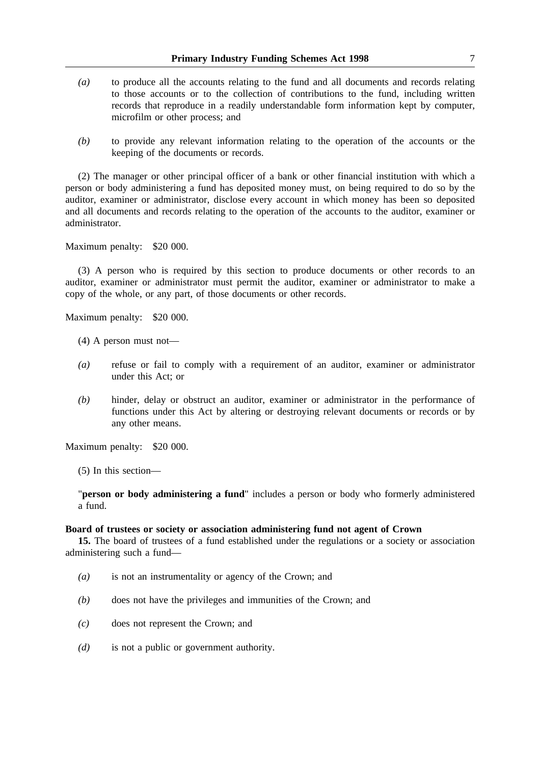*(a)* to produce all the accounts relating to the fund and all documents and records relating to those accounts or to the collection of contributions to the fund, including written records that reproduce in a readily understandable form information kept by computer, microfilm or other process; and

*(b)* to provide any relevant information relating to the operation of the accounts or the keeping of the documents or records.

(2) The manager or other principal officer of a bank or other financial institution with which a person or body administering a fund has deposited money must, on being required to do so by the auditor, examiner or administrator, disclose every account in which money has been so deposited and all documents and records relating to the operation of the accounts to the auditor, examiner or administrator.

Maximum penalty: $20 000.

(3) A person who is required by this section to produce documents or other records to an auditor, examiner or administrator must permit the auditor, examiner or administrator to make a copy of the whole, or any part, of those documents or other records.

Maximum penalty: $20 000.

(4) A person must not—

*(a)* refuse or fail to comply with a requirement of an auditor, examiner or administrator under this Act; or

*(b)* hinder, delay or obstruct an auditor, examiner or administrator in the performance of functions under this Act by altering or destroying relevant documents or records or by any other means.

Maximum penalty: $20 000.

(5) In this section—

"**person or body administering a fund**" includes a person or body who formerly administered a fund.

**Board of trustees or society or association administering fund not agent of Crown**

**15.** The board of trustees of a fund established under the regulations or a society or association administering such a fund—

*(a)* is not an instrumentality or agency of the Crown; and

*(b)* does not have the privileges and immunities of the Crown; and

*(c)* does not represent the Crown; and

*(d)* is not a public or government authority.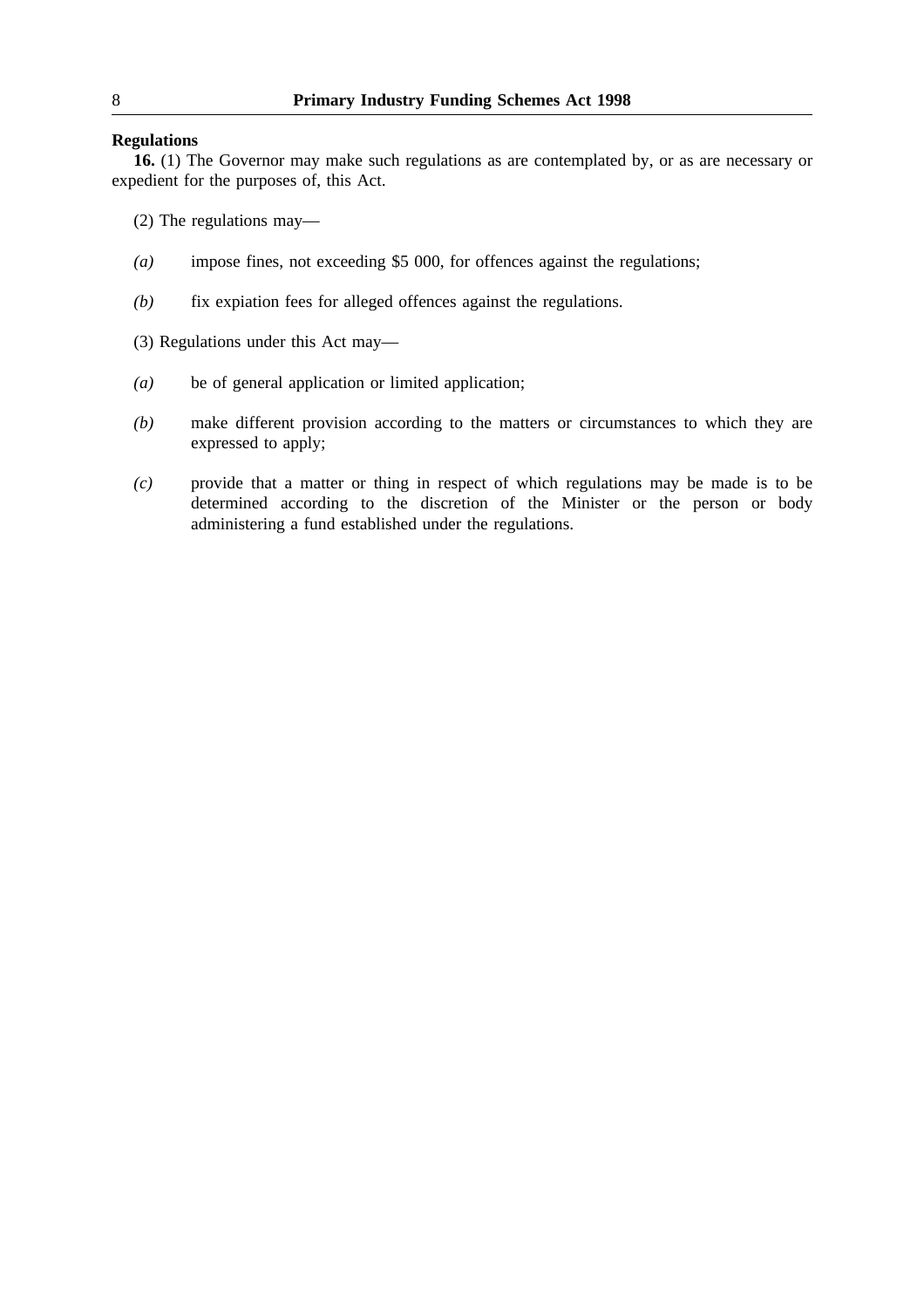**Regulations**

**16.** (1) The Governor may make such regulations as are contemplated by, or as are necessary or expedient for the purposes of, this Act.

(2) The regulations may—

*(a)* impose fines, not exceeding $5 000, for offences against the regulations;

*(b)* fix expiation fees for alleged offences against the regulations.

(3) Regulations under this Act may—

*(a)* be of general application or limited application;

*(b)* make different provision according to the matters or circumstances to which they are expressed to apply;

*(c)* provide that a matter or thing in respect of which regulations may be made is to be determined according to the discretion of the Minister or the person or body administering a fund established under the regulations.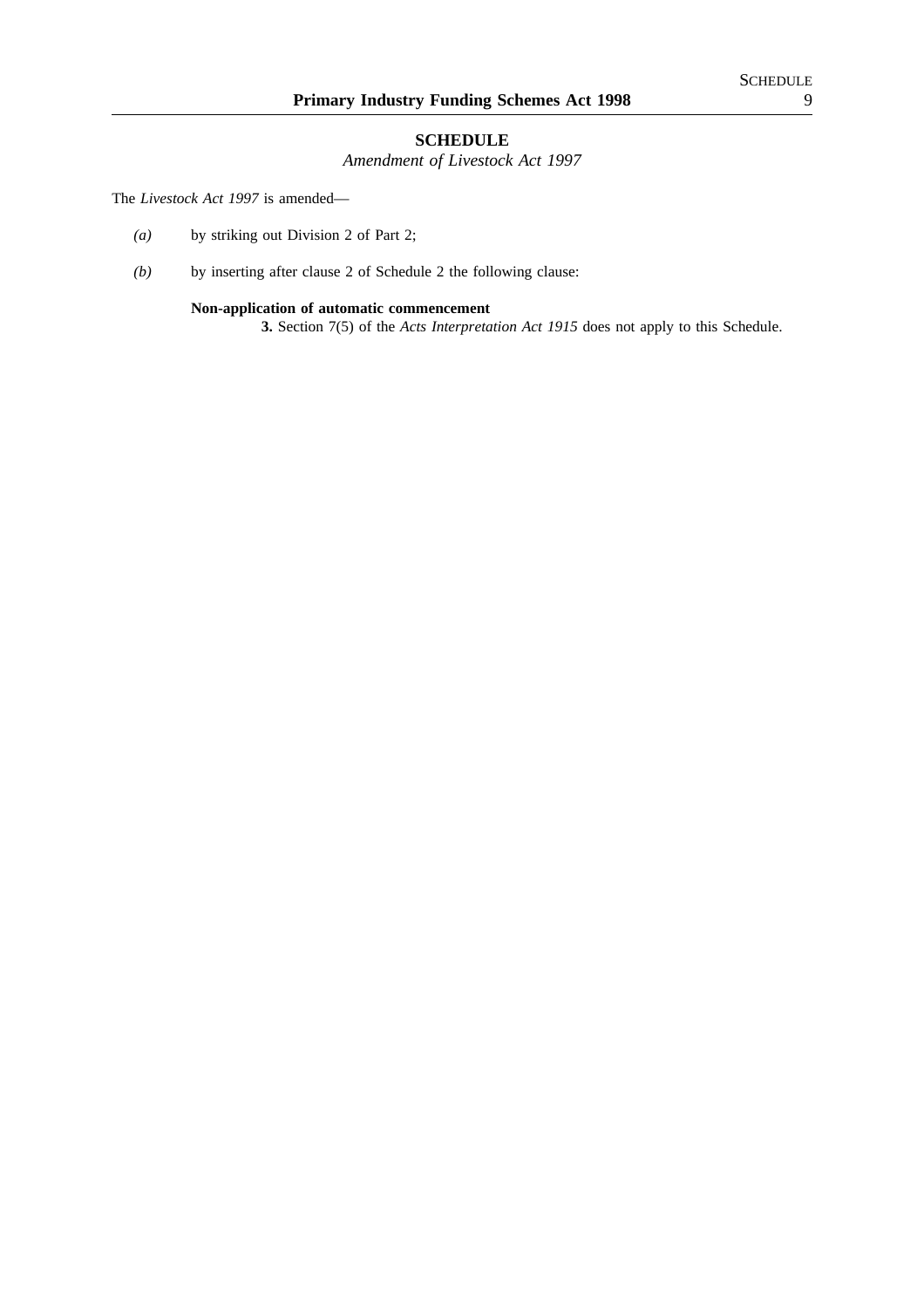## SCHEDULE

*Amendment of Livestock Act 1997*

The *Livestock Act 1997* is amended—

- *(a)* by striking out Division 2 of Part 2;
- *(b)* by inserting after clause 2 of Schedule 2 the following clause:

**Non-application of automatic commencement**

**3.** Section 7(5) of the *Acts Interpretation Act 1915* does not apply to this Schedule.